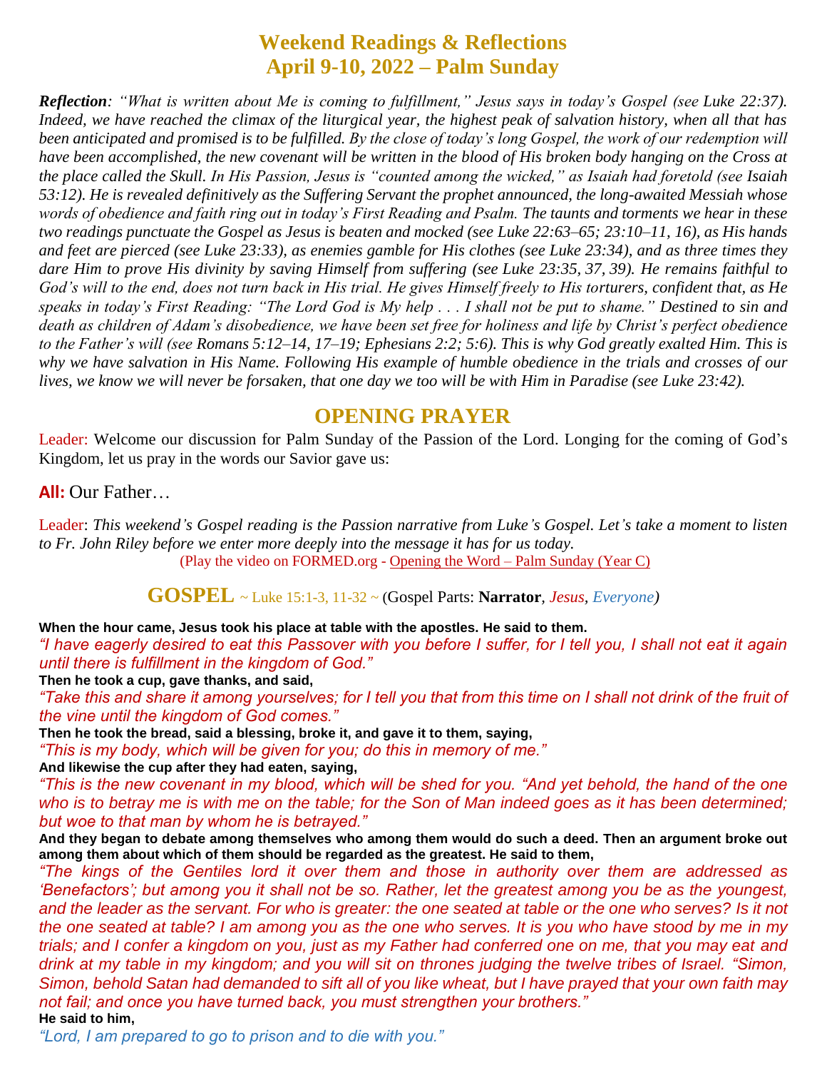# Weekend Readings & Reflections
# April 9-10, 2022 – Palm Sunday

***Reflection**: "What is written about Me is coming to fulfillment," Jesus says in today's Gospel (see Luke 22:37). Indeed, we have reached the climax of the liturgical year, the highest peak of salvation history, when all that has been anticipated and promised is to be fulfilled. By the close of today's long Gospel, the work of our redemption will have been accomplished, the new covenant will be written in the blood of His broken body hanging on the Cross at the place called the Skull. In His Passion, Jesus is "counted among the wicked," as Isaiah had foretold (see Isaiah 53:12). He is revealed definitively as the Suffering Servant the prophet announced, the long-awaited Messiah whose words of obedience and faith ring out in today's First Reading and Psalm. The taunts and torments we hear in these two readings punctuate the Gospel as Jesus is beaten and mocked (see Luke 22:63–65; 23:10–11, 16), as His hands and feet are pierced (see Luke 23:33), as enemies gamble for His clothes (see Luke 23:34), and as three times they dare Him to prove His divinity by saving Himself from suffering (see Luke 23:35, 37, 39). He remains faithful to God's will to the end, does not turn back in His trial. He gives Himself freely to His torturers, confident that, as He speaks in today's First Reading: "The Lord God is My help . . . I shall not be put to shame." Destined to sin and death as children of Adam's disobedience, we have been set free for holiness and life by Christ's perfect obedience to the Father's will (see Romans 5:12–14, 17–19; Ephesians 2:2; 5:6). This is why God greatly exalted Him. This is why we have salvation in His Name. Following His example of humble obedience in the trials and crosses of our lives, we know we will never be forsaken, that one day we too will be with Him in Paradise (see Luke 23:42).*

## OPENING PRAYER

Leader: Welcome our discussion for Palm Sunday of the Passion of the Lord. Longing for the coming of God's Kingdom, let us pray in the words our Savior gave us:

**All:** Our Father…

Leader: *This weekend's Gospel reading is the Passion narrative from Luke's Gospel. Let's take a moment to listen to Fr. John Riley before we enter more deeply into the message it has for us today.*

(Play the video on FORMED.org - Opening the Word – Palm Sunday (Year C)

## GOSPEL ~ Luke 15:1-3, 11-32 ~ (Gospel Parts: **Narrator**, *Jesus*, *Everyone*)

**When the hour came, Jesus took his place at table with the apostles. He said to them.**

*"I have eagerly desired to eat this Passover with you before I suffer, for I tell you, I shall not eat it again until there is fulfillment in the kingdom of God."*

**Then he took a cup, gave thanks, and said,**

*"Take this and share it among yourselves; for I tell you that from this time on I shall not drink of the fruit of the vine until the kingdom of God comes."*

**Then he took the bread, said a blessing, broke it, and gave it to them, saying,**

*"This is my body, which will be given for you; do this in memory of me."*

**And likewise the cup after they had eaten, saying,**

*"This is the new covenant in my blood, which will be shed for you. "And yet behold, the hand of the one who is to betray me is with me on the table; for the Son of Man indeed goes as it has been determined; but woe to that man by whom he is betrayed."*

**And they began to debate among themselves who among them would do such a deed. Then an argument broke out among them about which of them should be regarded as the greatest. He said to them,**

*"The kings of the Gentiles lord it over them and those in authority over them are addressed as 'Benefactors'; but among you it shall not be so. Rather, let the greatest among you be as the youngest, and the leader as the servant. For who is greater: the one seated at table or the one who serves? Is it not the one seated at table? I am among you as the one who serves. It is you who have stood by me in my trials; and I confer a kingdom on you, just as my Father had conferred one on me, that you may eat and drink at my table in my kingdom; and you will sit on thrones judging the twelve tribes of Israel. "Simon, Simon, behold Satan had demanded to sift all of you like wheat, but I have prayed that your own faith may not fail; and once you have turned back, you must strengthen your brothers."*

**He said to him,**

*"Lord, I am prepared to go to prison and to die with you."*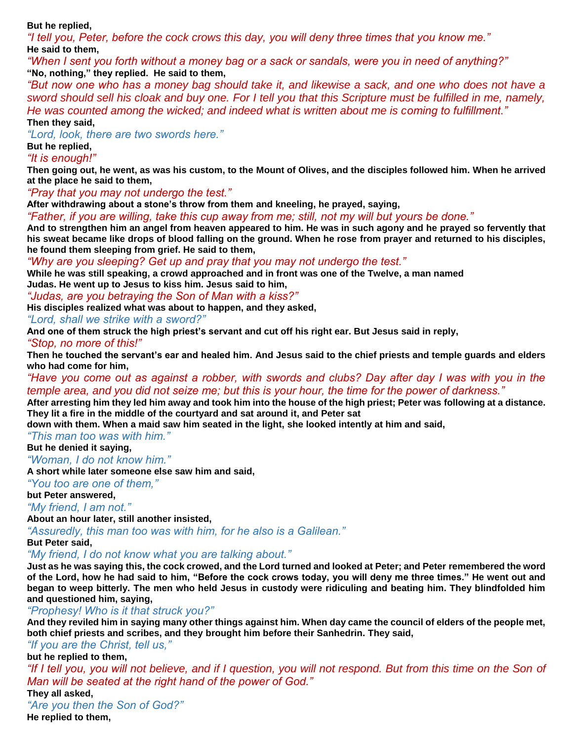**But he replied,**

*"I tell you, Peter, before the cock crows this day, you will deny three times that you know me."*

**He said to them,**

*"When I sent you forth without a money bag or a sack or sandals, were you in need of anything?"*

**"No, nothing," they replied. He said to them,**

*"But now one who has a money bag should take it, and likewise a sack, and one who does not have a sword should sell his cloak and buy one. For I tell you that this Scripture must be fulfilled in me, namely, He was counted among the wicked; and indeed what is written about me is coming to fulfillment."*

**Then they said,**

*"Lord, look, there are two swords here."*

**But he replied,**

*"It is enough!"*

**Then going out, he went, as was his custom, to the Mount of Olives, and the disciples followed him. When he arrived at the place he said to them,**

*"Pray that you may not undergo the test."*

**After withdrawing about a stone's throw from them and kneeling, he prayed, saying,**

*"Father, if you are willing, take this cup away from me; still, not my will but yours be done."*

**And to strengthen him an angel from heaven appeared to him. He was in such agony and he prayed so fervently that his sweat became like drops of blood falling on the ground. When he rose from prayer and returned to his disciples, he found them sleeping from grief. He said to them,**

*"Why are you sleeping? Get up and pray that you may not undergo the test."*

**While he was still speaking, a crowd approached and in front was one of the Twelve, a man named Judas. He went up to Jesus to kiss him. Jesus said to him,**

*"Judas, are you betraying the Son of Man with a kiss?"*

**His disciples realized what was about to happen, and they asked,**

*"Lord, shall we strike with a sword?"*

**And one of them struck the high priest's servant and cut off his right ear. But Jesus said in reply,**

*"Stop, no more of this!"*

**Then he touched the servant's ear and healed him. And Jesus said to the chief priests and temple guards and elders who had come for him,**

*"Have you come out as against a robber, with swords and clubs? Day after day I was with you in the temple area, and you did not seize me; but this is your hour, the time for the power of darkness."*

**After arresting him they led him away and took him into the house of the high priest; Peter was following at a distance. They lit a fire in the middle of the courtyard and sat around it, and Peter sat down with them. When a maid saw him seated in the light, she looked intently at him and said,**

*"This man too was with him."*

**But he denied it saying,**

*"Woman, I do not know him."*

**A short while later someone else saw him and said,**

*"You too are one of them,"*

**but Peter answered,**

*"My friend, I am not."*

**About an hour later, still another insisted,**

*"Assuredly, this man too was with him, for he also is a Galilean."*

**But Peter said,**

*"My friend, I do not know what you are talking about."*

**Just as he was saying this, the cock crowed, and the Lord turned and looked at Peter; and Peter remembered the word of the Lord, how he had said to him, "Before the cock crows today, you will deny me three times." He went out and began to weep bitterly. The men who held Jesus in custody were ridiculing and beating him. They blindfolded him and questioned him, saying,**

*"Prophesy! Who is it that struck you?"*

**And they reviled him in saying many other things against him. When day came the council of elders of the people met, both chief priests and scribes, and they brought him before their Sanhedrin. They said,**

*"If you are the Christ, tell us,"*

**but he replied to them,**

*"If I tell you, you will not believe, and if I question, you will not respond. But from this time on the Son of Man will be seated at the right hand of the power of God."*

**They all asked,**

*"Are you then the Son of God?"*

**He replied to them,**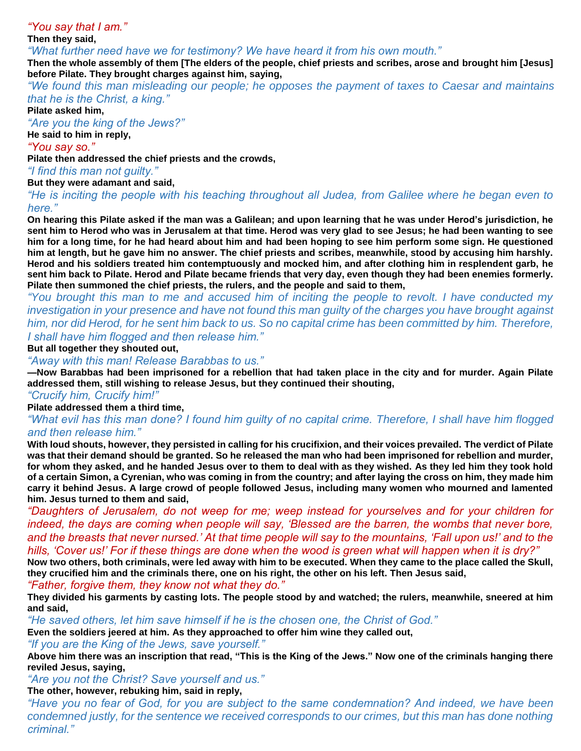*"You say that I am."*

**Then they said,**

*"What further need have we for testimony? We have heard it from his own mouth."*

**Then the whole assembly of them [The elders of the people, chief priests and scribes, arose and brought him [Jesus] before Pilate. They brought charges against him, saying,**

*"We found this man misleading our people; he opposes the payment of taxes to Caesar and maintains that he is the Christ, a king."*

**Pilate asked him,**

*"Are you the king of the Jews?"*

**He said to him in reply,**

*"You say so."*

**Pilate then addressed the chief priests and the crowds,**

*"I find this man not guilty."*

**But they were adamant and said,**

*"He is inciting the people with his teaching throughout all Judea, from Galilee where he began even to here."*

**On hearing this Pilate asked if the man was a Galilean; and upon learning that he was under Herod's jurisdiction, he sent him to Herod who was in Jerusalem at that time. Herod was very glad to see Jesus; he had been wanting to see him for a long time, for he had heard about him and had been hoping to see him perform some sign. He questioned him at length, but he gave him no answer. The chief priests and scribes, meanwhile, stood by accusing him harshly. Herod and his soldiers treated him contemptuously and mocked him, and after clothing him in resplendent garb, he sent him back to Pilate. Herod and Pilate became friends that very day, even though they had been enemies formerly. Pilate then summoned the chief priests, the rulers, and the people and said to them,**

*"You brought this man to me and accused him of inciting the people to revolt. I have conducted my investigation in your presence and have not found this man guilty of the charges you have brought against him, nor did Herod, for he sent him back to us. So no capital crime has been committed by him. Therefore, I shall have him flogged and then release him."*

**But all together they shouted out,**

*"Away with this man! Release Barabbas to us."*

**—Now Barabbas had been imprisoned for a rebellion that had taken place in the city and for murder. Again Pilate addressed them, still wishing to release Jesus, but they continued their shouting,**

*"Crucify him, Crucify him!"*

**Pilate addressed them a third time,**

*"What evil has this man done? I found him guilty of no capital crime. Therefore, I shall have him flogged and then release him."*

**With loud shouts, however, they persisted in calling for his crucifixion, and their voices prevailed. The verdict of Pilate was that their demand should be granted. So he released the man who had been imprisoned for rebellion and murder, for whom they asked, and he handed Jesus over to them to deal with as they wished. As they led him they took hold of a certain Simon, a Cyrenian, who was coming in from the country; and after laying the cross on him, they made him carry it behind Jesus. A large crowd of people followed Jesus, including many women who mourned and lamented him. Jesus turned to them and said,**

*"Daughters of Jerusalem, do not weep for me; weep instead for yourselves and for your children for indeed, the days are coming when people will say, 'Blessed are the barren, the wombs that never bore, and the breasts that never nursed.' At that time people will say to the mountains, 'Fall upon us!' and to the hills, 'Cover us!' For if these things are done when the wood is green what will happen when it is dry?"*

**Now two others, both criminals, were led away with him to be executed. When they came to the place called the Skull, they crucified him and the criminals there, one on his right, the other on his left. Then Jesus said,**

*"Father, forgive them, they know not what they do."*

**They divided his garments by casting lots. The people stood by and watched; the rulers, meanwhile, sneered at him and said,**

*"He saved others, let him save himself if he is the chosen one, the Christ of God."*

**Even the soldiers jeered at him. As they approached to offer him wine they called out,**

*"If you are the King of the Jews, save yourself."*

**Above him there was an inscription that read, "This is the King of the Jews." Now one of the criminals hanging there reviled Jesus, saying,**

*"Are you not the Christ? Save yourself and us."*

**The other, however, rebuking him, said in reply,**

*"Have you no fear of God, for you are subject to the same condemnation? And indeed, we have been condemned justly, for the sentence we received corresponds to our crimes, but this man has done nothing criminal."*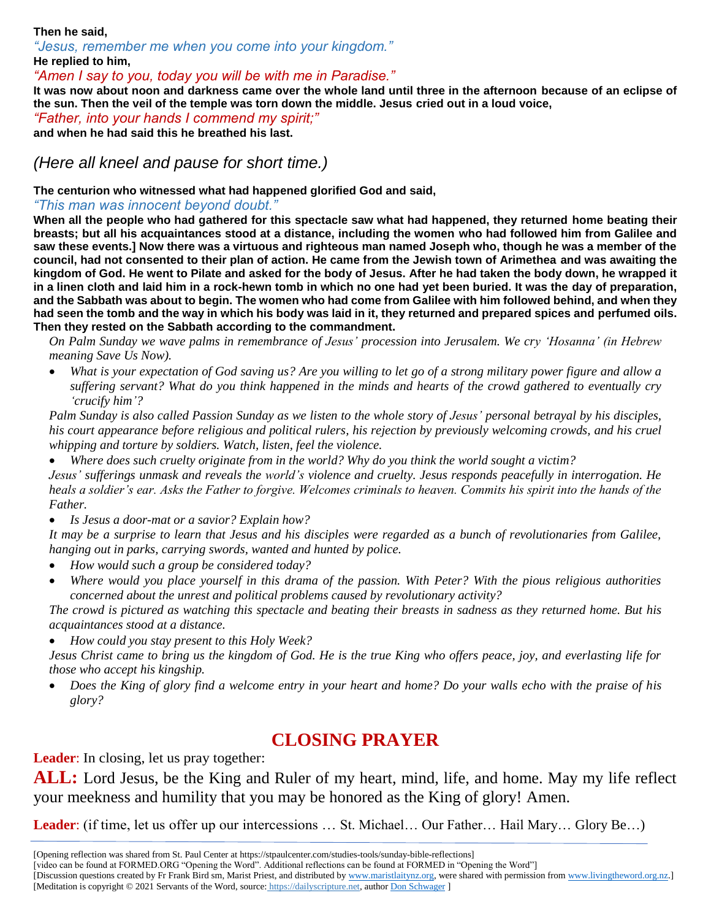**Then he said,**

*"Jesus, remember me when you come into your kingdom."*

**He replied to him,**

*"Amen I say to you, today you will be with me in Paradise."*

**It was now about noon and darkness came over the whole land until three in the afternoon because of an eclipse of the sun. Then the veil of the temple was torn down the middle. Jesus cried out in a loud voice,**

*"Father, into your hands I commend my spirit;"*

**and when he had said this he breathed his last.**

*(Here all kneel and pause for short time.)*

**The centurion who witnessed what had happened glorified God and said,**

*"This man was innocent beyond doubt."*

**When all the people who had gathered for this spectacle saw what had happened, they returned home beating their breasts; but all his acquaintances stood at a distance, including the women who had followed him from Galilee and saw these events.] Now there was a virtuous and righteous man named Joseph who, though he was a member of the council, had not consented to their plan of action. He came from the Jewish town of Arimethea and was awaiting the kingdom of God. He went to Pilate and asked for the body of Jesus. After he had taken the body down, he wrapped it in a linen cloth and laid him in a rock-hewn tomb in which no one had yet been buried. It was the day of preparation, and the Sabbath was about to begin. The women who had come from Galilee with him followed behind, and when they had seen the tomb and the way in which his body was laid in it, they returned and prepared spices and perfumed oils. Then they rested on the Sabbath according to the commandment.**

*On Palm Sunday we wave palms in remembrance of Jesus' procession into Jerusalem. We cry 'Hosanna' (in Hebrew meaning Save Us Now).*

- *What is your expectation of God saving us? Are you willing to let go of a strong military power figure and allow a suffering servant? What do you think happened in the minds and hearts of the crowd gathered to eventually cry 'crucify him'?*

*Palm Sunday is also called Passion Sunday as we listen to the whole story of Jesus' personal betrayal by his disciples, his court appearance before religious and political rulers, his rejection by previously welcoming crowds, and his cruel whipping and torture by soldiers. Watch, listen, feel the violence.*

- *Where does such cruelty originate from in the world? Why do you think the world sought a victim?*

*Jesus' sufferings unmask and reveals the world's violence and cruelty. Jesus responds peacefully in interrogation. He heals a soldier's ear. Asks the Father to forgive. Welcomes criminals to heaven. Commits his spirit into the hands of the Father.*

- *Is Jesus a door-mat or a savior? Explain how?*

*It may be a surprise to learn that Jesus and his disciples were regarded as a bunch of revolutionaries from Galilee, hanging out in parks, carrying swords, wanted and hunted by police.*

- *How would such a group be considered today?*
- *Where would you place yourself in this drama of the passion. With Peter? With the pious religious authorities concerned about the unrest and political problems caused by revolutionary activity?*

*The crowd is pictured as watching this spectacle and beating their breasts in sadness as they returned home. But his acquaintances stood at a distance.*

- *How could you stay present to this Holy Week?*

*Jesus Christ came to bring us the kingdom of God. He is the true King who offers peace, joy, and everlasting life for those who accept his kingship.*

- *Does the King of glory find a welcome entry in your heart and home? Do your walls echo with the praise of his glory?*

## CLOSING PRAYER

**Leader**: In closing, let us pray together:

**ALL:** Lord Jesus, be the King and Ruler of my heart, mind, life, and home. May my life reflect your meekness and humility that you may be honored as the King of glory! Amen.

**Leader**: (if time, let us offer up our intercessions … St. Michael… Our Father… Hail Mary… Glory Be…)

[Opening reflection was shared from St. Paul Center at https://stpaulcenter.com/studies-tools/sunday-bible-reflections]
[video can be found at FORMED.ORG "Opening the Word". Additional reflections can be found at FORMED in "Opening the Word"]
[Discussion questions created by Fr Frank Bird sm, Marist Priest, and distributed by www.maristlaitynz.org, were shared with permission from www.livingtheword.org.nz.]
[Meditation is copyright © 2021 Servants of the Word, source: https://dailyscripture.net, author Don Schwager ]